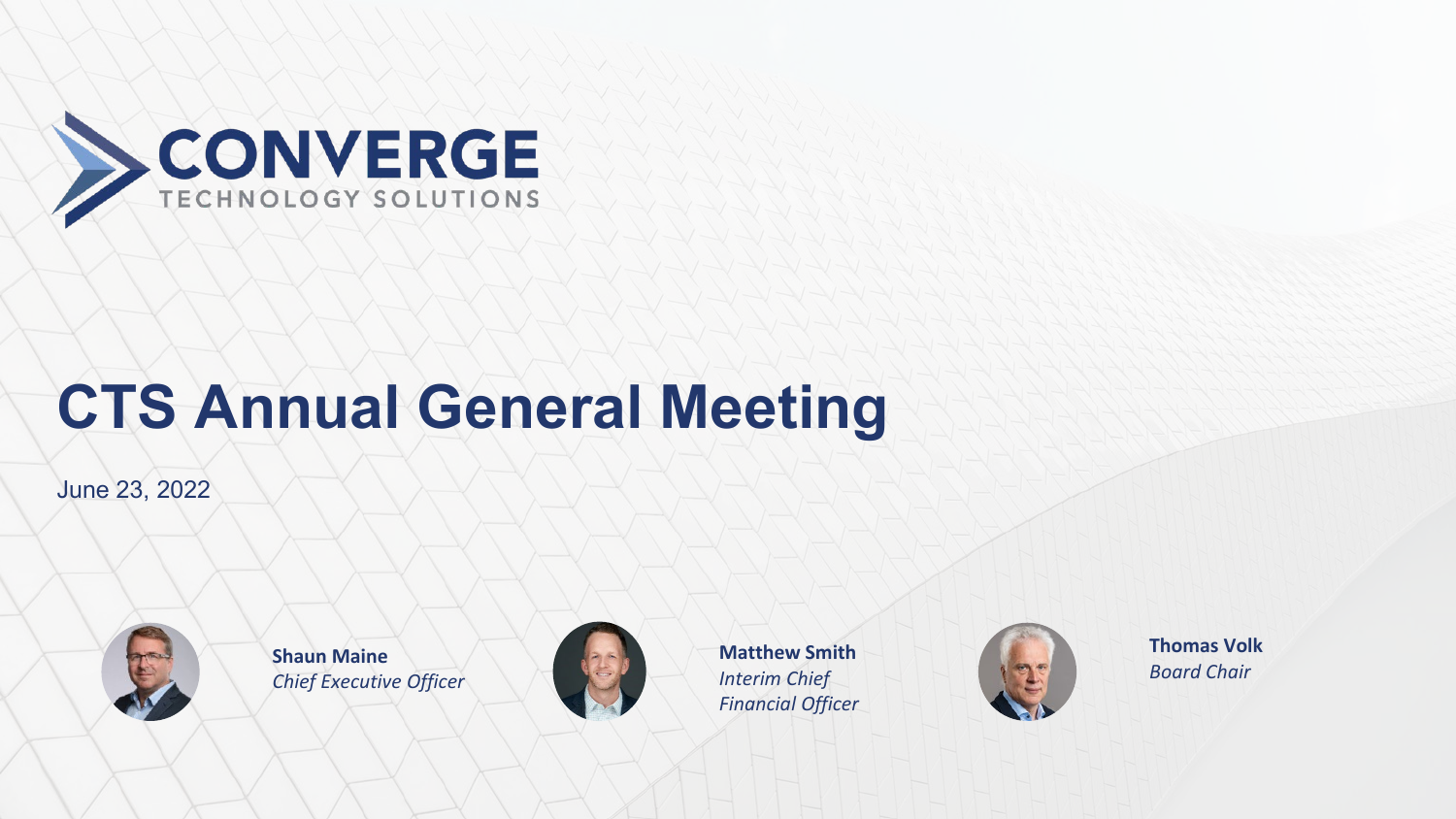CONVERGE
TECHNOLOGY SOLUTIONS

# CTS Annual General Meeting

June 23, 2022

**Shaun Maine**
*Chief Executive Officer*

**Matthew Smith**
*Interim Chief Financial Officer*

**Thomas Volk**
*Board Chair*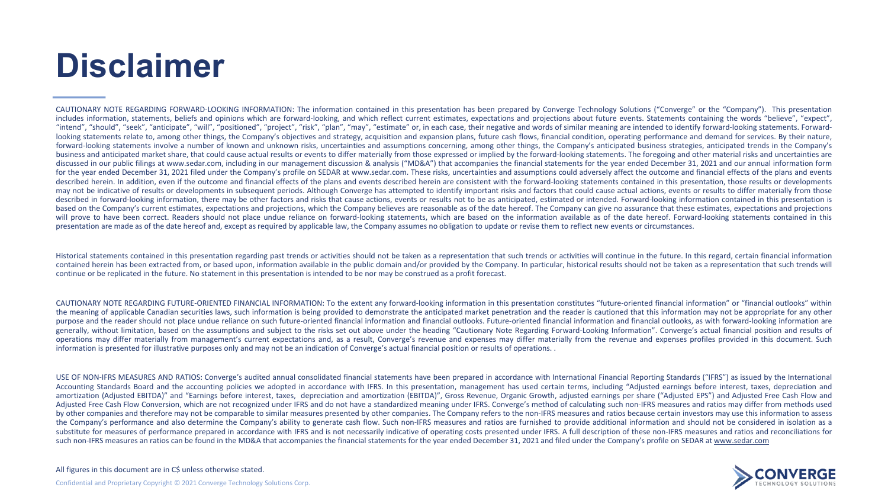# Disclaimer

CAUTIONARY NOTE REGARDING FORWARD-LOOKING INFORMATION: The information contained in this presentation has been prepared by Converge Technology Solutions ("Converge" or the "Company"). This presentation includes information, statements, beliefs and opinions which are forward-looking, and which reflect current estimates, expectations and projections about future events. Statements containing the words "believe", "expect", "intend", "should", "seek", "anticipate", "will", "positioned", "project", "risk", "plan", "may", "estimate" or, in each case, their negative and words of similar meaning are intended to identify forward-looking statements. Forward-looking statements relate to, among other things, the Company's objectives and strategy, acquisition and expansion plans, future cash flows, financial condition, operating performance and demand for services. By their nature, forward-looking statements involve a number of known and unknown risks, uncertainties and assumptions concerning, among other things, the Company's anticipated business strategies, anticipated trends in the Company's business and anticipated market share, that could cause actual results or events to differ materially from those expressed or implied by the forward-looking statements. The foregoing and other material risks and uncertainties are discussed in our public filings at www.sedar.com, including in our management discussion & analysis ("MD&A") that accompanies the financial statements for the year ended December 31, 2021 and our annual information form for the year ended December 31, 2021 filed under the Company's profile on SEDAR at www.sedar.com. These risks, uncertainties and assumptions could adversely affect the outcome and financial effects of the plans and events described herein. In addition, even if the outcome and financial effects of the plans and events described herein are consistent with the forward-looking statements contained in this presentation, those results or developments may not be indicative of results or developments in subsequent periods. Although Converge has attempted to identify important risks and factors that could cause actual actions, events or results to differ materially from those described in forward-looking information, there may be other factors and risks that cause actions, events or results not to be as anticipated, estimated or intended. Forward-looking information contained in this presentation is based on the Company's current estimates, expectations and projections, which the Company believes are reasonable as of the date hereof. The Company can give no assurance that these estimates, expectations and projections will prove to have been correct. Readers should not place undue reliance on forward-looking statements, which are based on the information available as of the date hereof. Forward-looking statements contained in this presentation are made as of the date hereof and, except as required by applicable law, the Company assumes no obligation to update or revise them to reflect new events or circumstances.

Historical statements contained in this presentation regarding past trends or activities should not be taken as a representation that such trends or activities will continue in the future. In this regard, certain financial information contained herein has been extracted from, or based upon, information available in the public domain and/or provided by the Company. In particular, historical results should not be taken as a representation that such trends will continue or be replicated in the future. No statement in this presentation is intended to be nor may be construed as a profit forecast.

CAUTIONARY NOTE REGARDING FUTURE-ORIENTED FINANCIAL INFORMATION: To the extent any forward-looking information in this presentation constitutes "future-oriented financial information" or "financial outlooks" within the meaning of applicable Canadian securities laws, such information is being provided to demonstrate the anticipated market penetration and the reader is cautioned that this information may not be appropriate for any other purpose and the reader should not place undue reliance on such future-oriented financial information and financial outlooks. Future-oriented financial information and financial outlooks, as with forward-looking information are generally, without limitation, based on the assumptions and subject to the risks set out above under the heading "Cautionary Note Regarding Forward-Looking Information". Converge's actual financial position and results of operations may differ materially from management's current expectations and, as a result, Converge's revenue and expenses may differ materially from the revenue and expenses profiles provided in this document. Such information is presented for illustrative purposes only and may not be an indication of Converge's actual financial position or results of operations. .

USE OF NON-IFRS MEASURES AND RATIOS: Converge's audited annual consolidated financial statements have been prepared in accordance with International Financial Reporting Standards ("IFRS") as issued by the International Accounting Standards Board and the accounting policies we adopted in accordance with IFRS. In this presentation, management has used certain terms, including "Adjusted earnings before interest, taxes, depreciation and amortization (Adjusted EBITDA)" and "Earnings before interest, taxes, depreciation and amortization (EBITDA)", Gross Revenue, Organic Growth, adjusted earnings per share ("Adjusted EPS") and Adjusted Free Cash Flow and Adjusted Free Cash Flow Conversion, which are not recognized under IFRS and do not have a standardized meaning under IFRS. Converge's method of calculating such non-IFRS measures and ratios may differ from methods used by other companies and therefore may not be comparable to similar measures presented by other companies. The Company refers to the non-IFRS measures and ratios because certain investors may use this information to assess the Company's performance and also determine the Company's ability to generate cash flow. Such non-IFRS measures and ratios are furnished to provide additional information and should not be considered in isolation as a substitute for measures of performance prepared in accordance with IFRS and is not necessarily indicative of operating costs presented under IFRS. A full description of these non-IFRS measures and ratios and reconciliations for such non-IFRS measures an ratios can be found in the MD&A that accompanies the financial statements for the year ended December 31, 2021 and filed under the Company's profile on SEDAR at www.sedar.com

All figures in this document are in C$ unless otherwise stated.

Confidential and Proprietary Copyright © 2021 Converge Technology Solutions Corp.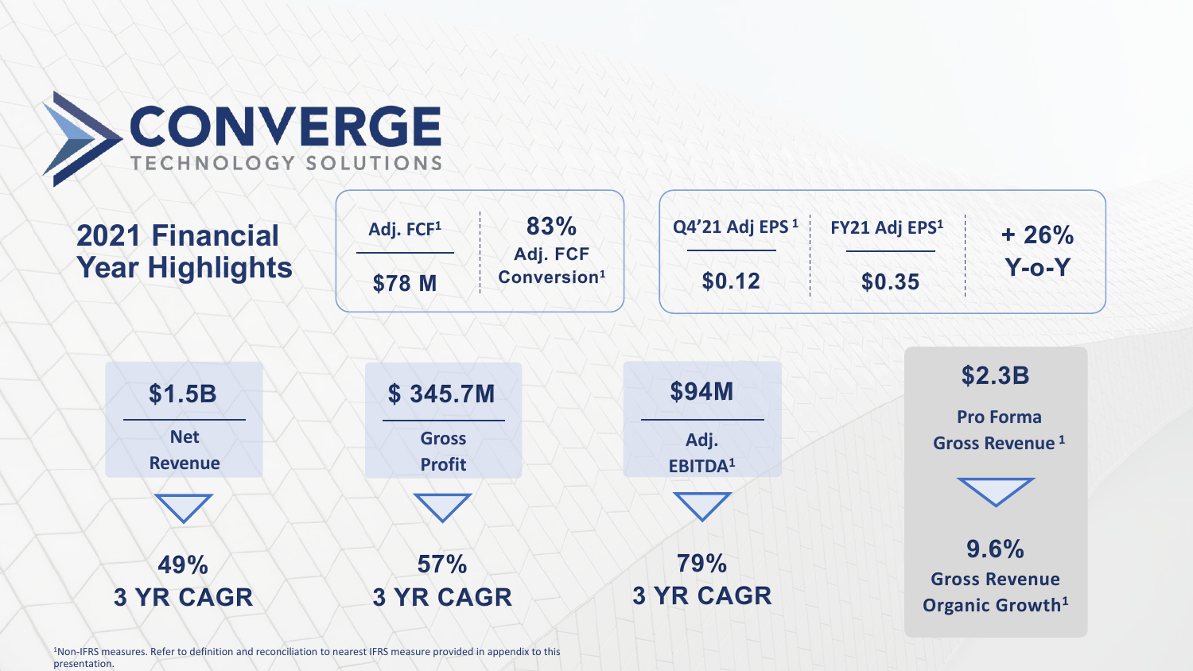# CONVERGE

TECHNOLOGY SOLUTIONS

## 2021 Financial Year Highlights

| Adj. FCF[1] | 83% Adj. FCF Conversion[1] |
|---|---|
| $78 M | |

| Q4'21 Adj EPS[1] | FY21 Adj EPS[1] | + 26% Y-o-Y |
|---|---|---|
| $0.12 | $0.35 | |

**$1.5B**
Net Revenue

49%
3 YR CAGR

**$ 345.7M**
Gross Profit

57%
3 YR CAGR

**$94M**
Adj. EBITDA[1]

79%
3 YR CAGR

**$2.3B**
Pro Forma Gross Revenue[1]

9.6%
Gross Revenue Organic Growth[1]

[1]Non-IFRS measures. Refer to definition and reconciliation to nearest IFRS measure provided in appendix to this presentation.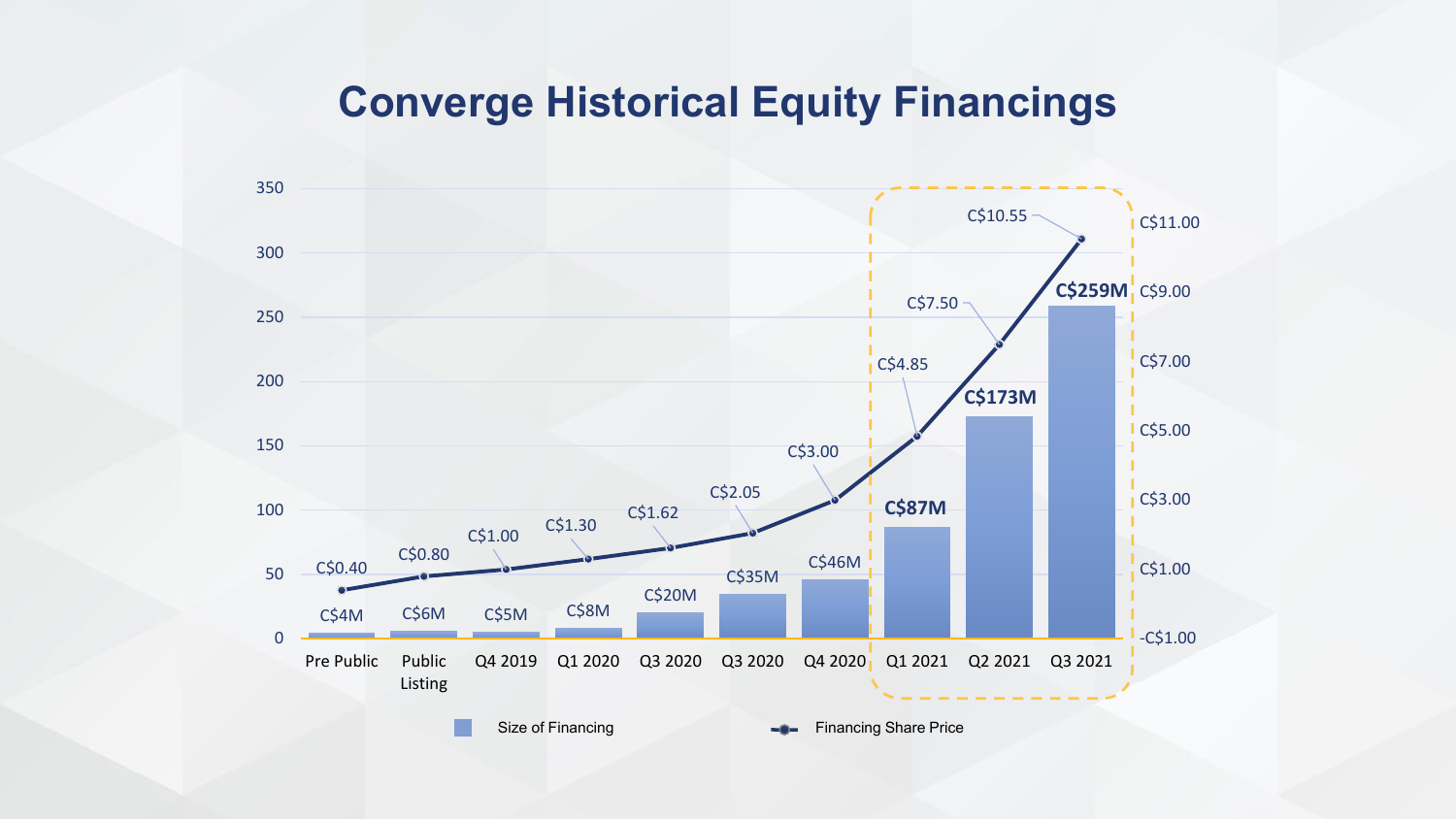# Converge Historical Equity Financings

| Period | Size of Financing | Financing Share Price |
|---|---|---|
| Pre Public | C$4M | C$0.40 |
| Public Listing | C$6M | C$0.80 |
| Q4 2019 | C$5M | C$1.00 |
| Q1 2020 | C$8M | C$1.30 |
| Q3 2020 | C$20M | C$1.62 |
| Q3 2020 | C$35M | C$2.05 |
| Q4 2020 | C$46M | C$3.00 |
| Q1 2021 | C$87M | C$4.85 |
| Q2 2021 | C$173M | C$7.50 |
| Q3 2021 | C$259M | C$10.55 |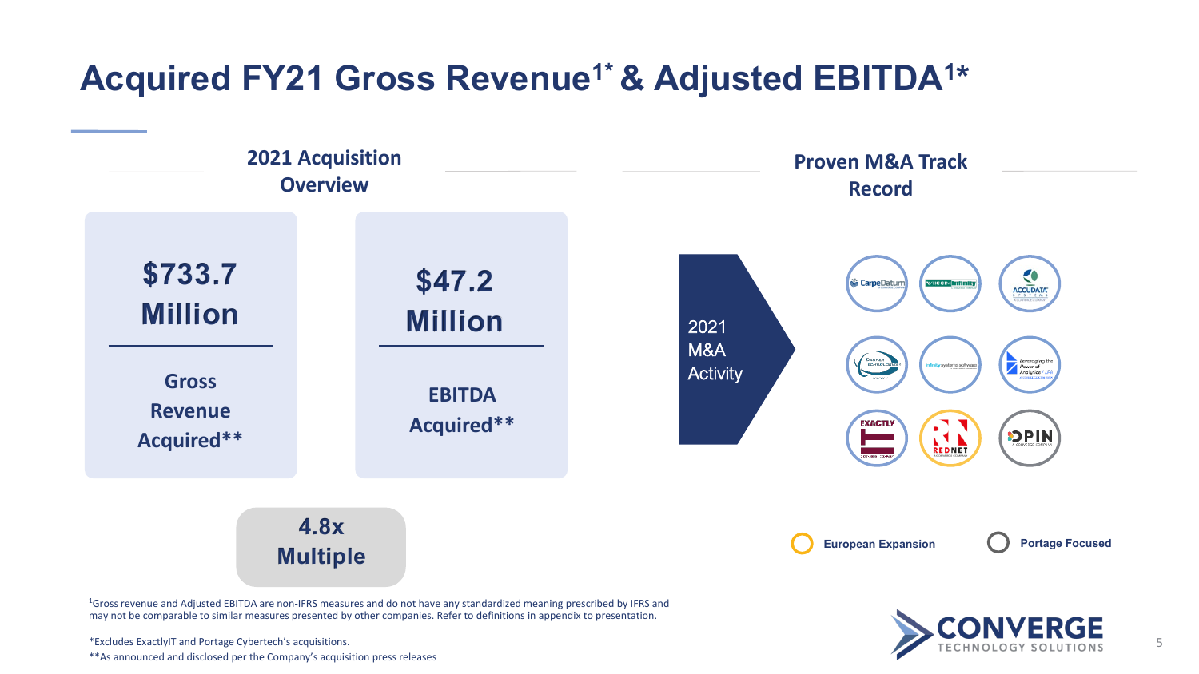# Acquired FY21 Gross Revenue[1*] & Adjusted EBITDA[1*]

## 2021 Acquisition Overview

**$733.7 Million**

**Gross Revenue Acquired****

**$47.2 Million**

**EBITDA Acquired****

**4.8x Multiple**

## Proven M&A Track Record

2021 M&A Activity

European Expansion

Portage Focused

[1]Gross revenue and Adjusted EBITDA are non-IFRS measures and do not have any standardized meaning prescribed by IFRS and may not be comparable to similar measures presented by other companies. Refer to definitions in appendix to presentation.

*Excludes ExactlyIT and Portage Cybertech's acquisitions.

**As announced and disclosed per the Company's acquisition press releases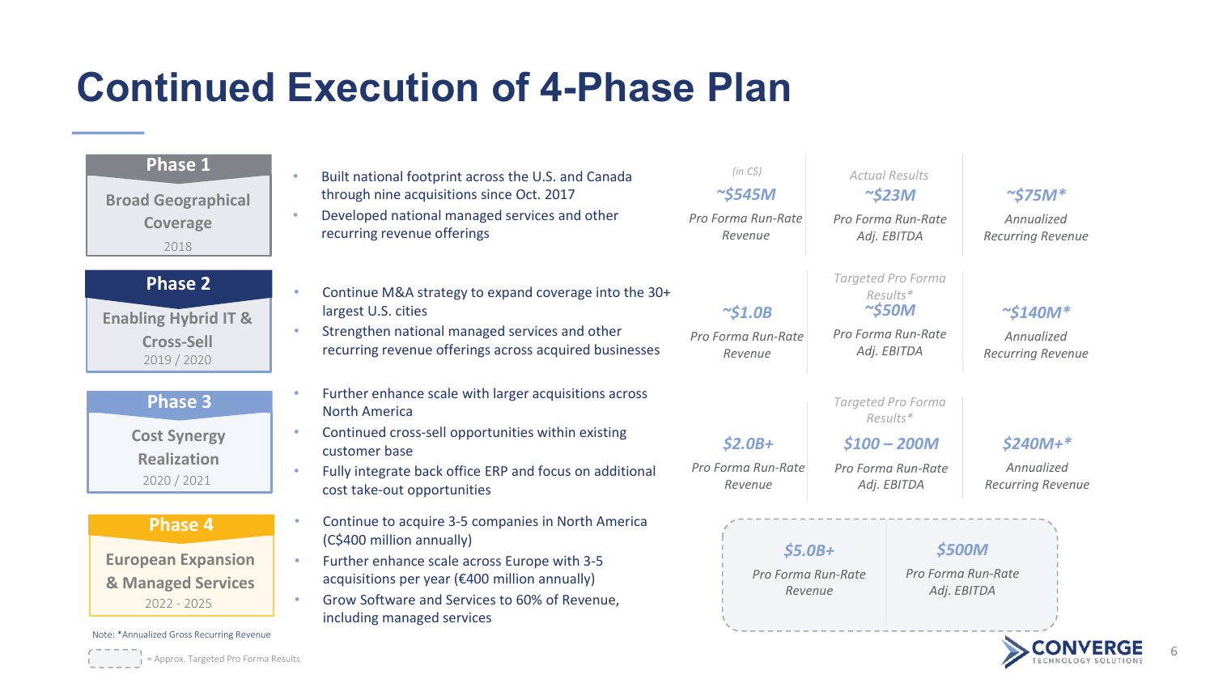# Continued Execution of 4-Phase Plan

| Phase | Strategy | Pro Forma Run-Rate Revenue | Pro Forma Run-Rate Adj. EBITDA | Annualized Recurring Revenue |
|---|---|---|---|---|
| **Phase 1** Broad Geographical Coverage 2018 | • Built national footprint across the U.S. and Canada through nine acquisitions since Oct. 2017 <br> • Developed national managed services and other recurring revenue offerings | (in C$) ~$545M | Actual Results ~$23M | ~$75M* |
| **Phase 2** Enabling Hybrid IT & Cross-Sell 2019 / 2020 | • Continue M&A strategy to expand coverage into the 30+ largest U.S. cities <br> • Strengthen national managed services and other recurring revenue offerings across acquired businesses | ~$1.0B | Targeted Pro Forma Results* ~$50M | ~$140M* |
| **Phase 3** Cost Synergy Realization 2020 / 2021 | • Further enhance scale with larger acquisitions across North America <br> • Continued cross-sell opportunities within existing customer base <br> • Fully integrate back office ERP and focus on additional cost take-out opportunities | $2.0B+ | Targeted Pro Forma Results* $100 – 200M | $240M+* |
| **Phase 4** European Expansion & Managed Services 2022 - 2025 | • Continue to acquire 3-5 companies in North America (C$400 million annually) <br> • Further enhance scale across Europe with 3-5 acquisitions per year (€400 million annually) <br> • Grow Software and Services to 60% of Revenue, including managed services | $5.0B+ | $500M | |

Note: *Annualized Gross Recurring Revenue

[dashed box] = Approx. Targeted Pro Forma Results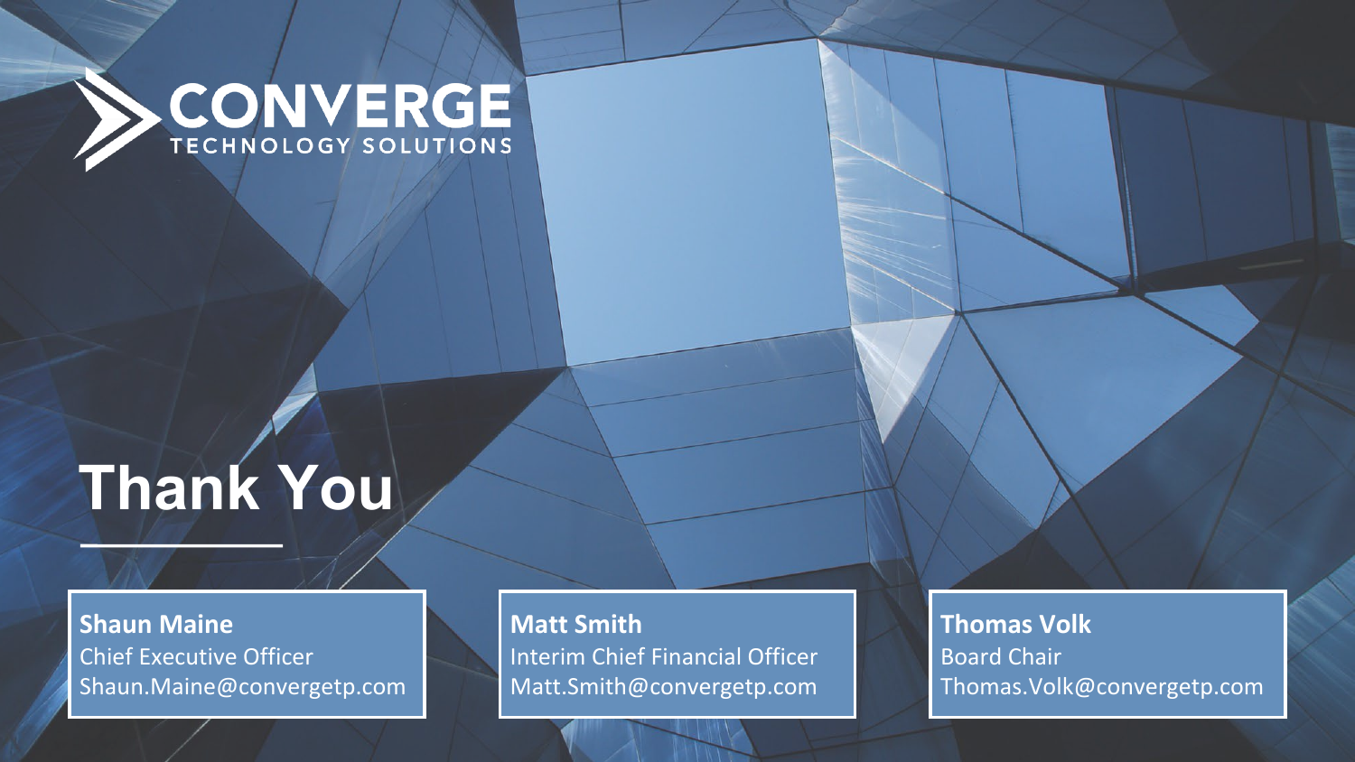CONVERGE
TECHNOLOGY SOLUTIONS

# Thank You

**Shaun Maine**
Chief Executive Officer
Shaun.Maine@convergetp.com

**Matt Smith**
Interim Chief Financial Officer
Matt.Smith@convergetp.com

**Thomas Volk**
Board Chair
Thomas.Volk@convergetp.com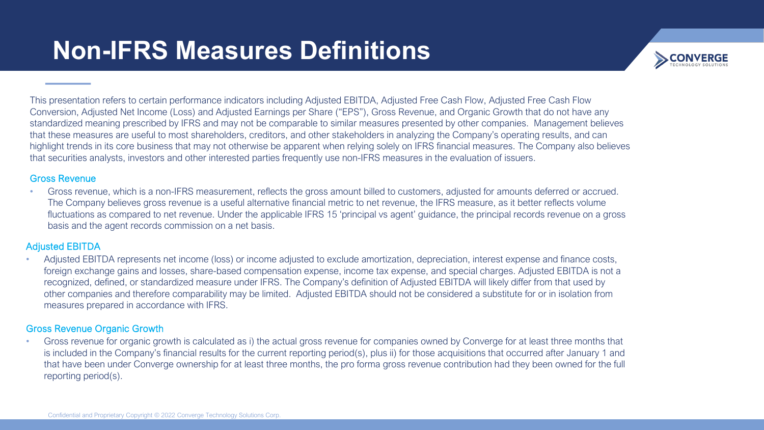# Non-IFRS Measures Definitions

This presentation refers to certain performance indicators including Adjusted EBITDA, Adjusted Free Cash Flow, Adjusted Free Cash Flow Conversion, Adjusted Net Income (Loss) and Adjusted Earnings per Share ("EPS"), Gross Revenue, and Organic Growth that do not have any standardized meaning prescribed by IFRS and may not be comparable to similar measures presented by other companies. Management believes that these measures are useful to most shareholders, creditors, and other stakeholders in analyzing the Company's operating results, and can highlight trends in its core business that may not otherwise be apparent when relying solely on IFRS financial measures. The Company also believes that securities analysts, investors and other interested parties frequently use non-IFRS measures in the evaluation of issuers.

## Gross Revenue

- Gross revenue, which is a non-IFRS measurement, reflects the gross amount billed to customers, adjusted for amounts deferred or accrued. The Company believes gross revenue is a useful alternative financial metric to net revenue, the IFRS measure, as it better reflects volume fluctuations as compared to net revenue. Under the applicable IFRS 15 'principal vs agent' guidance, the principal records revenue on a gross basis and the agent records commission on a net basis.

## Adjusted EBITDA

- Adjusted EBITDA represents net income (loss) or income adjusted to exclude amortization, depreciation, interest expense and finance costs, foreign exchange gains and losses, share-based compensation expense, income tax expense, and special charges. Adjusted EBITDA is not a recognized, defined, or standardized measure under IFRS. The Company's definition of Adjusted EBITDA will likely differ from that used by other companies and therefore comparability may be limited. Adjusted EBITDA should not be considered a substitute for or in isolation from measures prepared in accordance with IFRS.

## Gross Revenue Organic Growth

- Gross revenue for organic growth is calculated as i) the actual gross revenue for companies owned by Converge for at least three months that is included in the Company's financial results for the current reporting period(s), plus ii) for those acquisitions that occurred after January 1 and that have been under Converge ownership for at least three months, the pro forma gross revenue contribution had they been owned for the full reporting period(s).

Confidential and Proprietary Copyright © 2022 Converge Technology Solutions Corp.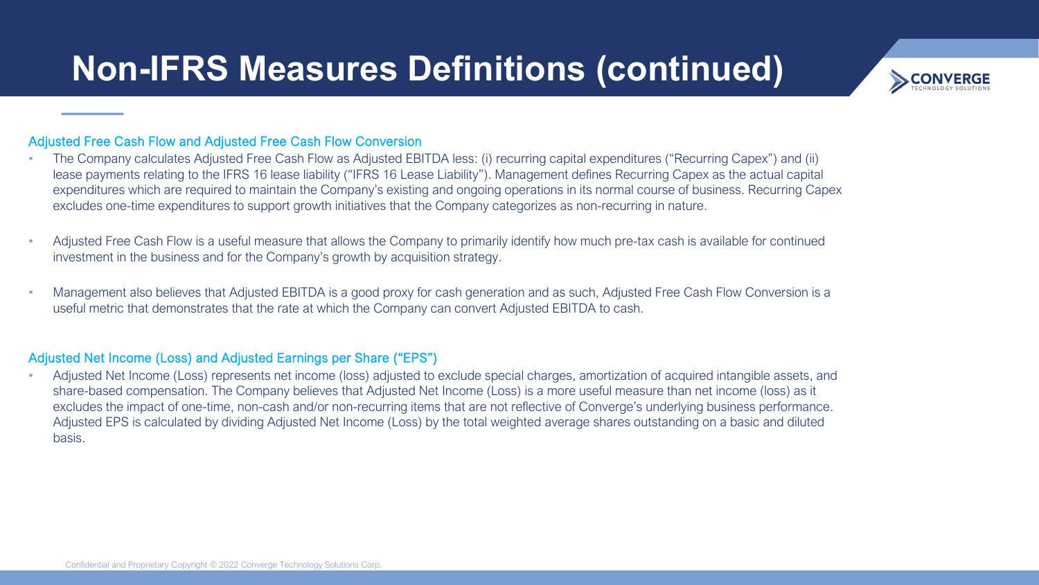# Non-IFRS Measures Definitions (continued)

## Adjusted Free Cash Flow and Adjusted Free Cash Flow Conversion

- The Company calculates Adjusted Free Cash Flow as Adjusted EBITDA less: (i) recurring capital expenditures ("Recurring Capex") and (ii) lease payments relating to the IFRS 16 lease liability ("IFRS 16 Lease Liability"). Management defines Recurring Capex as the actual capital expenditures which are required to maintain the Company's existing and ongoing operations in its normal course of business. Recurring Capex excludes one-time expenditures to support growth initiatives that the Company categorizes as non-recurring in nature.
- Adjusted Free Cash Flow is a useful measure that allows the Company to primarily identify how much pre-tax cash is available for continued investment in the business and for the Company's growth by acquisition strategy.
- Management also believes that Adjusted EBITDA is a good proxy for cash generation and as such, Adjusted Free Cash Flow Conversion is a useful metric that demonstrates that the rate at which the Company can convert Adjusted EBITDA to cash.

## Adjusted Net Income (Loss) and Adjusted Earnings per Share ("EPS")

- Adjusted Net Income (Loss) represents net income (loss) adjusted to exclude special charges, amortization of acquired intangible assets, and share-based compensation. The Company believes that Adjusted Net Income (Loss) is a more useful measure than net income (loss) as it excludes the impact of one-time, non-cash and/or non-recurring items that are not reflective of Converge's underlying business performance. Adjusted EPS is calculated by dividing Adjusted Net Income (Loss) by the total weighted average shares outstanding on a basic and diluted basis.

Confidential and Proprietary Copyright © 2022 Converge Technology Solutions Corp.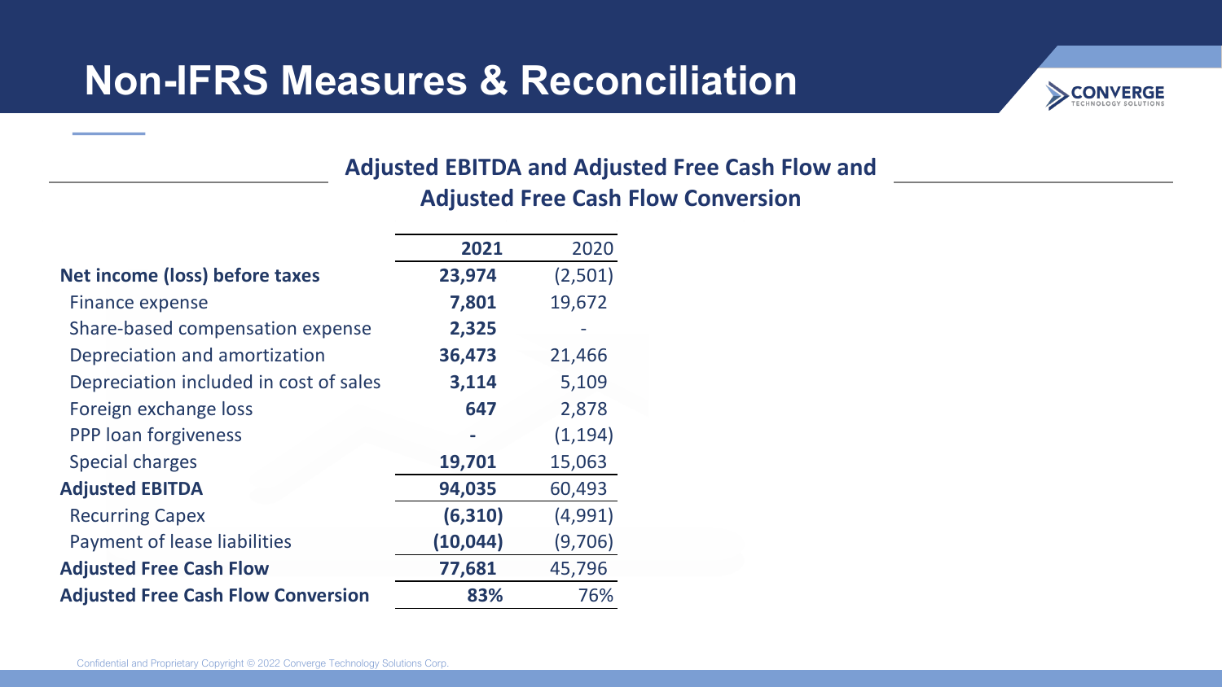# Non-IFRS Measures & Reconciliation

## Adjusted EBITDA and Adjusted Free Cash Flow and Adjusted Free Cash Flow Conversion

| | **2021** | 2020 |
|---|---|---|
| **Net income (loss) before taxes** | **23,974** | (2,501) |
| Finance expense | **7,801** | 19,672 |
| Share-based compensation expense | **2,325** | - |
| Depreciation and amortization | **36,473** | 21,466 |
| Depreciation included in cost of sales | **3,114** | 5,109 |
| Foreign exchange loss | **647** | 2,878 |
| PPP loan forgiveness | **-** | (1,194) |
| Special charges | **19,701** | 15,063 |
| **Adjusted EBITDA** | **94,035** | 60,493 |
| Recurring Capex | **(6,310)** | (4,991) |
| Payment of lease liabilities | **(10,044)** | (9,706) |
| **Adjusted Free Cash Flow** | **77,681** | 45,796 |
| **Adjusted Free Cash Flow Conversion** | **83%** | 76% |

Confidential and Proprietary Copyright © 2022 Converge Technology Solutions Corp.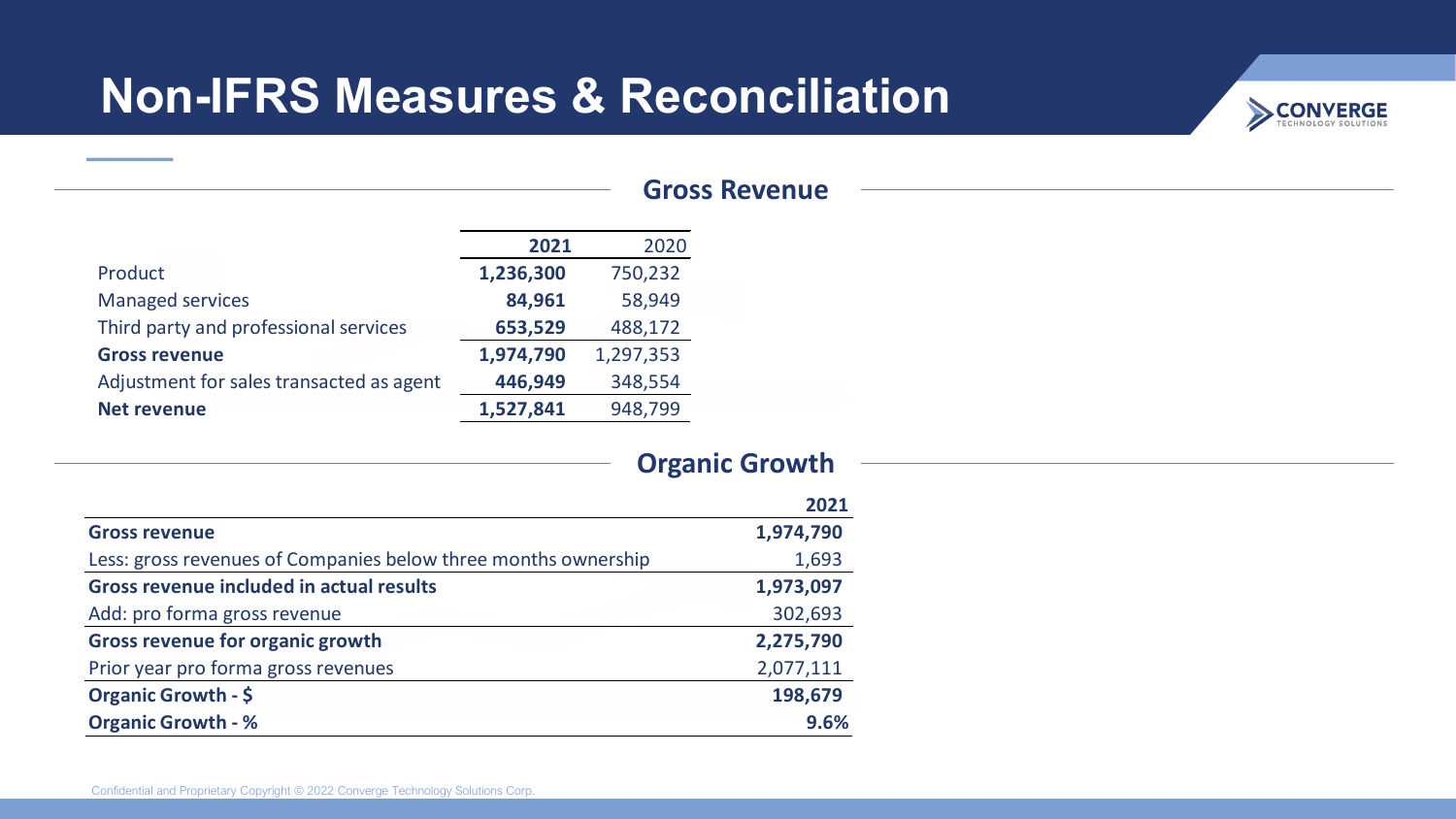# Non-IFRS Measures & Reconciliation

## Gross Revenue

| | **2021** | 2020 |
|---|---|---|
| Product | **1,236,300** | 750,232 |
| Managed services | **84,961** | 58,949 |
| Third party and professional services | **653,529** | 488,172 |
| **Gross revenue** | **1,974,790** | 1,297,353 |
| Adjustment for sales transacted as agent | **446,949** | 348,554 |
| **Net revenue** | **1,527,841** | 948,799 |

## Organic Growth

| | **2021** |
|---|---|
| **Gross revenue** | **1,974,790** |
| Less: gross revenues of Companies below three months ownership | 1,693 |
| **Gross revenue included in actual results** | **1,973,097** |
| Add: pro forma gross revenue | 302,693 |
| **Gross revenue for organic growth** | **2,275,790** |
| Prior year pro forma gross revenues | 2,077,111 |
| **Organic Growth - $** | **198,679** |
| **Organic Growth - %** | **9.6%** |

Confidential and Proprietary Copyright © 2022 Converge Technology Solutions Corp.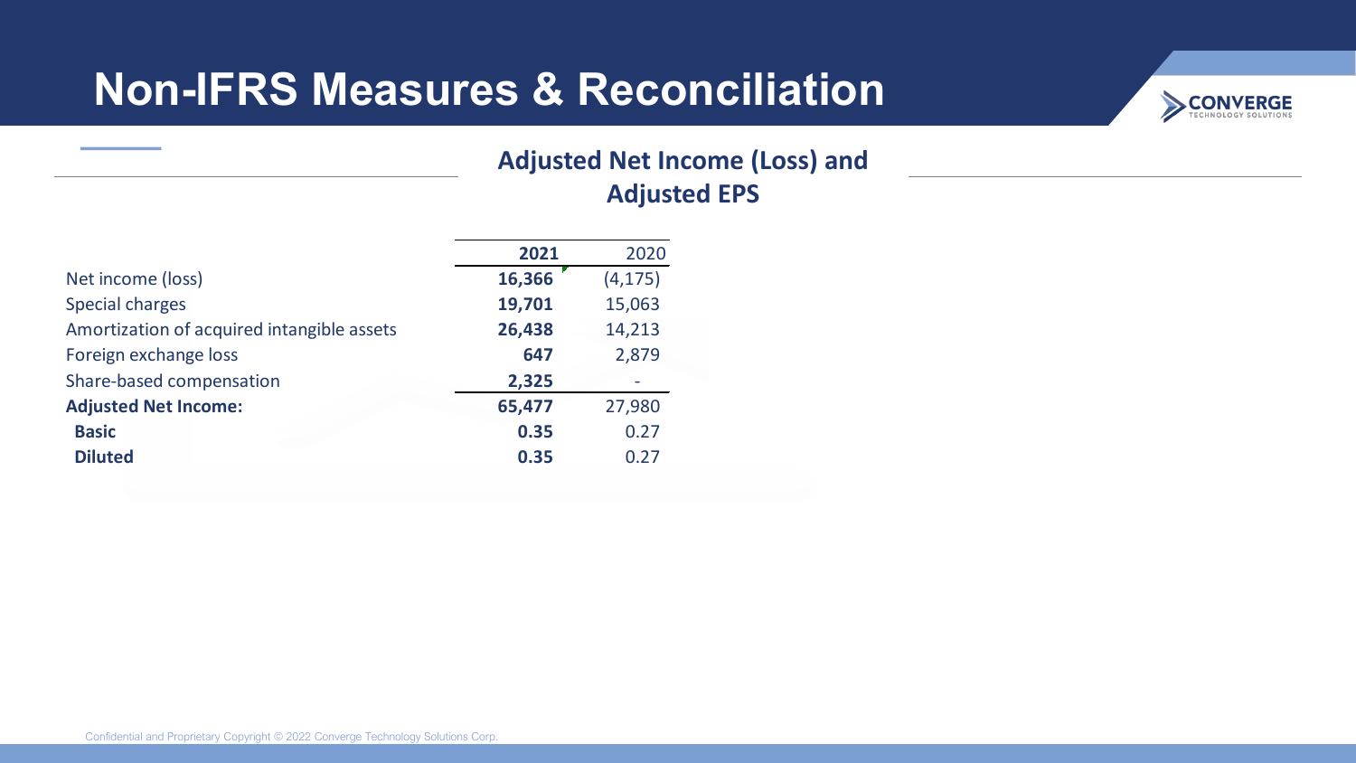# Non-IFRS Measures & Reconciliation

## Adjusted Net Income (Loss) and Adjusted EPS

| | **2021** | 2020 |
|---|---|---|
| Net income (loss) | **16,366** | (4,175) |
| Special charges | **19,701** | 15,063 |
| Amortization of acquired intangible assets | **26,438** | 14,213 |
| Foreign exchange loss | **647** | 2,879 |
| Share-based compensation | **2,325** | - |
| **Adjusted Net Income:** | **65,477** | 27,980 |
| **Basic** | **0.35** | 0.27 |
| **Diluted** | **0.35** | 0.27 |

Confidential and Proprietary Copyright © 2022 Converge Technology Solutions Corp.